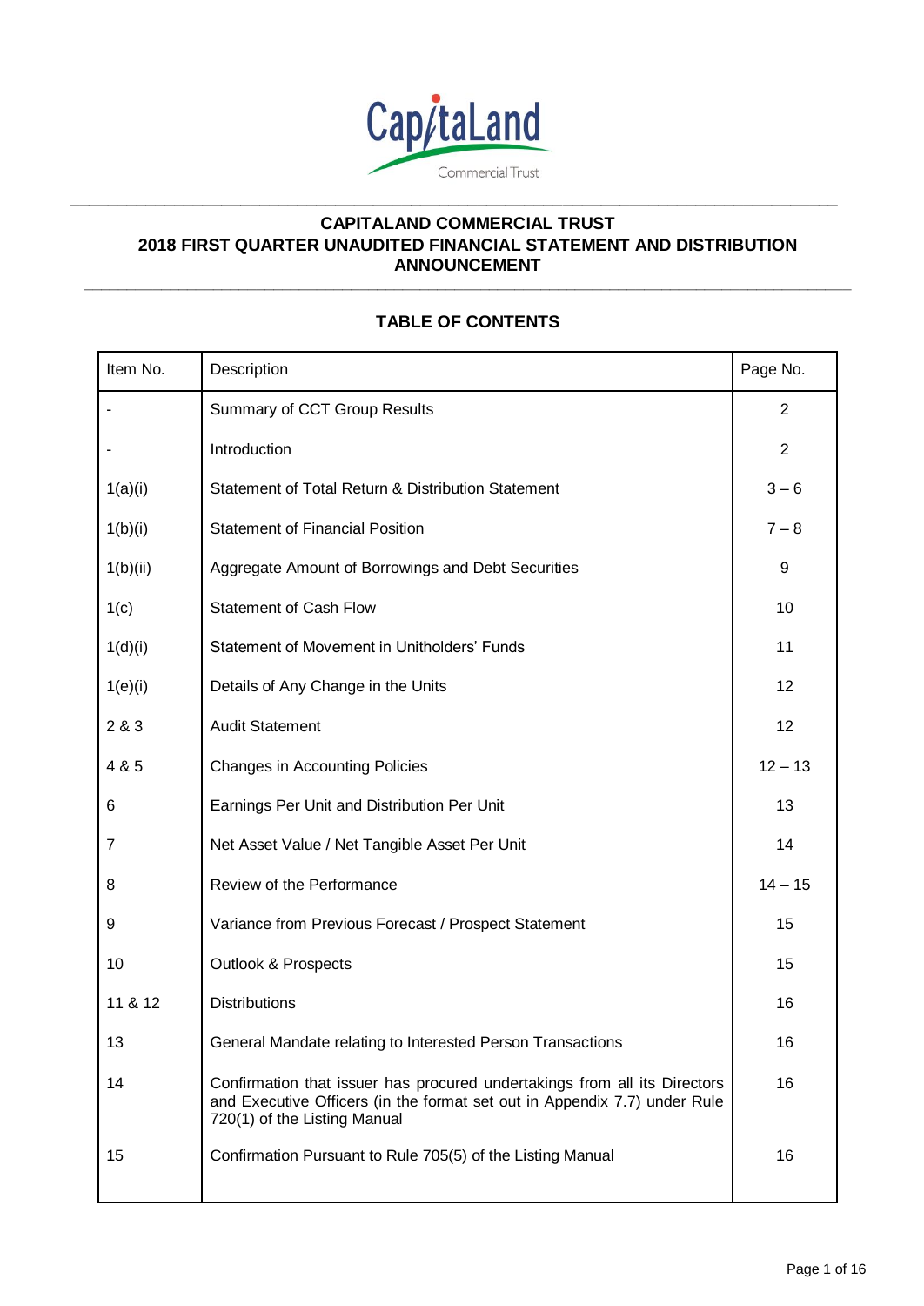CapitaLand Commercial Trust

# CAPITALAND COMMERCIAL TRUST
# 2018 FIRST QUARTER UNAUDITED FINANCIAL STATEMENT AND DISTRIBUTION ANNOUNCEMENT

## TABLE OF CONTENTS

| Item No. | Description | Page No. |
|---|---|---|
| - | Summary of CCT Group Results | 2 |
| - | Introduction | 2 |
| 1(a)(i) | Statement of Total Return & Distribution Statement | 3 – 6 |
| 1(b)(i) | Statement of Financial Position | 7 – 8 |
| 1(b)(ii) | Aggregate Amount of Borrowings and Debt Securities | 9 |
| 1(c) | Statement of Cash Flow | 10 |
| 1(d)(i) | Statement of Movement in Unitholders' Funds | 11 |
| 1(e)(i) | Details of Any Change in the Units | 12 |
| 2 & 3 | Audit Statement | 12 |
| 4 & 5 | Changes in Accounting Policies | 12 – 13 |
| 6 | Earnings Per Unit and Distribution Per Unit | 13 |
| 7 | Net Asset Value / Net Tangible Asset Per Unit | 14 |
| 8 | Review of the Performance | 14 – 15 |
| 9 | Variance from Previous Forecast / Prospect Statement | 15 |
| 10 | Outlook & Prospects | 15 |
| 11 & 12 | Distributions | 16 |
| 13 | General Mandate relating to Interested Person Transactions | 16 |
| 14 | Confirmation that issuer has procured undertakings from all its Directors and Executive Officers (in the format set out in Appendix 7.7) under Rule 720(1) of the Listing Manual | 16 |
| 15 | Confirmation Pursuant to Rule 705(5) of the Listing Manual | 16 |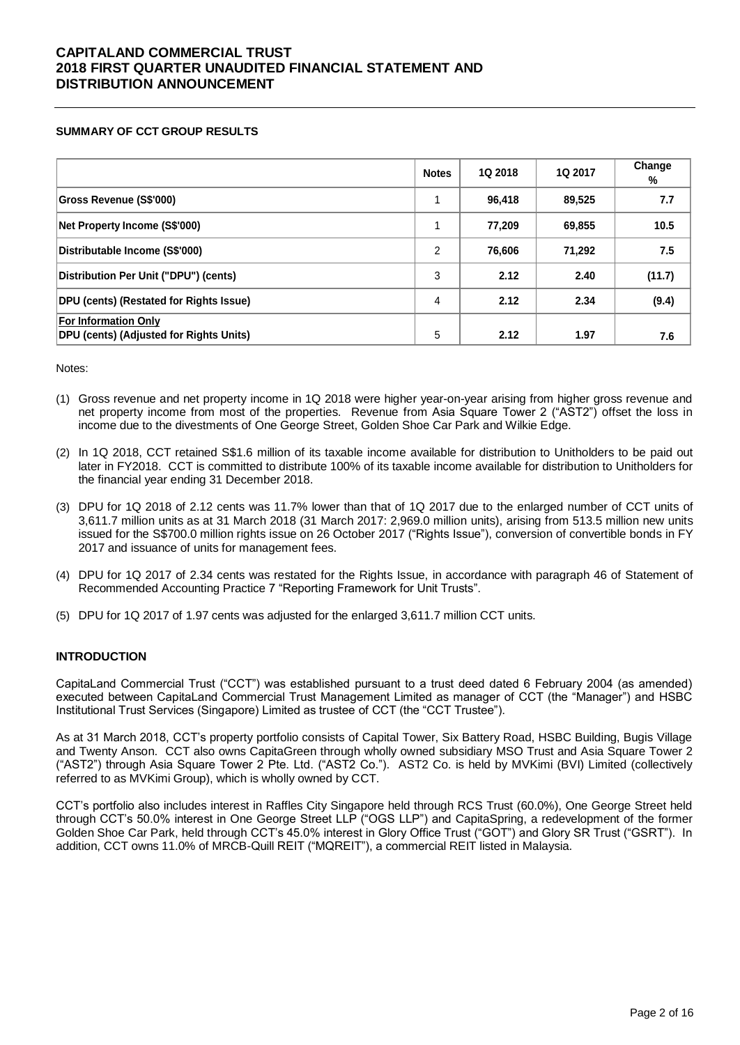**SUMMARY OF CCT GROUP RESULTS**

| | Notes | 1Q 2018 | 1Q 2017 | Change % |
|---|---|---|---|---|
| Gross Revenue (S$'000) | 1 | 96,418 | 89,525 | 7.7 |
| Net Property Income (S$'000) | 1 | 77,209 | 69,855 | 10.5 |
| Distributable Income (S$'000) | 2 | 76,606 | 71,292 | 7.5 |
| Distribution Per Unit ("DPU") (cents) | 3 | 2.12 | 2.40 | (11.7) |
| DPU (cents) (Restated for Rights Issue) | 4 | 2.12 | 2.34 | (9.4) |
| For Information Only<br>DPU (cents) (Adjusted for Rights Units) | 5 | 2.12 | 1.97 | 7.6 |

Notes:

(1) Gross revenue and net property income in 1Q 2018 were higher year-on-year arising from higher gross revenue and net property income from most of the properties. Revenue from Asia Square Tower 2 ("AST2") offset the loss in income due to the divestments of One George Street, Golden Shoe Car Park and Wilkie Edge.

(2) In 1Q 2018, CCT retained S$1.6 million of its taxable income available for distribution to Unitholders to be paid out later in FY2018. CCT is committed to distribute 100% of its taxable income available for distribution to Unitholders for the financial year ending 31 December 2018.

(3) DPU for 1Q 2018 of 2.12 cents was 11.7% lower than that of 1Q 2017 due to the enlarged number of CCT units of 3,611.7 million units as at 31 March 2018 (31 March 2017: 2,969.0 million units), arising from 513.5 million new units issued for the S$700.0 million rights issue on 26 October 2017 ("Rights Issue"), conversion of convertible bonds in FY 2017 and issuance of units for management fees.

(4) DPU for 1Q 2017 of 2.34 cents was restated for the Rights Issue, in accordance with paragraph 46 of Statement of Recommended Accounting Practice 7 "Reporting Framework for Unit Trusts".

(5) DPU for 1Q 2017 of 1.97 cents was adjusted for the enlarged 3,611.7 million CCT units.

**INTRODUCTION**

CapitaLand Commercial Trust ("CCT") was established pursuant to a trust deed dated 6 February 2004 (as amended) executed between CapitaLand Commercial Trust Management Limited as manager of CCT (the "Manager") and HSBC Institutional Trust Services (Singapore) Limited as trustee of CCT (the "CCT Trustee").

As at 31 March 2018, CCT's property portfolio consists of Capital Tower, Six Battery Road, HSBC Building, Bugis Village and Twenty Anson. CCT also owns CapitaGreen through wholly owned subsidiary MSO Trust and Asia Square Tower 2 ("AST2") through Asia Square Tower 2 Pte. Ltd. ("AST2 Co."). AST2 Co. is held by MVKimi (BVI) Limited (collectively referred to as MVKimi Group), which is wholly owned by CCT.

CCT's portfolio also includes interest in Raffles City Singapore held through RCS Trust (60.0%), One George Street held through CCT's 50.0% interest in One George Street LLP ("OGS LLP") and CapitaSpring, a redevelopment of the former Golden Shoe Car Park, held through CCT's 45.0% interest in Glory Office Trust ("GOT") and Glory SR Trust ("GSRT"). In addition, CCT owns 11.0% of MRCB-Quill REIT ("MQREIT"), a commercial REIT listed in Malaysia.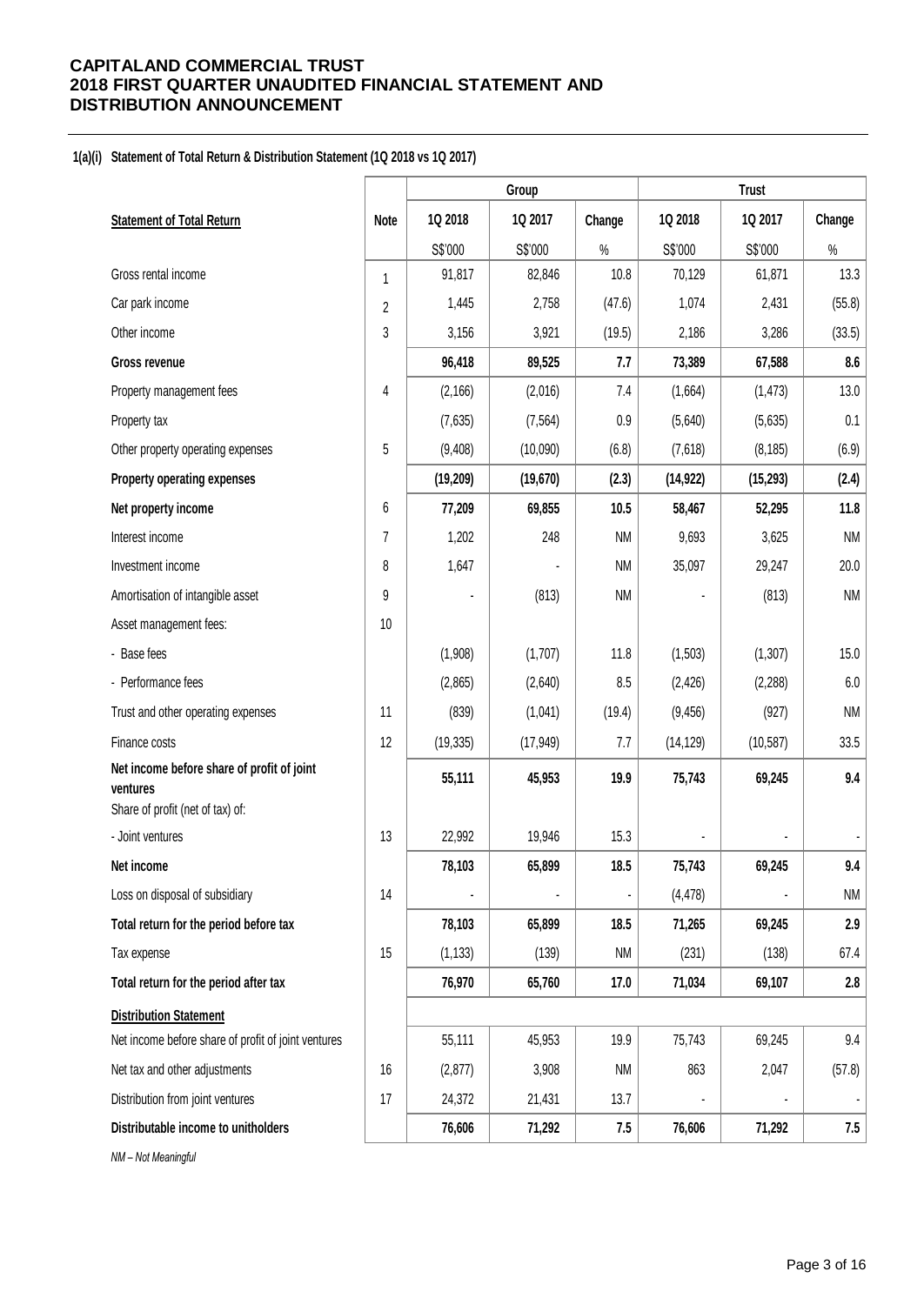# CAPITALAND COMMERCIAL TRUST
# 2018 FIRST QUARTER UNAUDITED FINANCIAL STATEMENT AND DISTRIBUTION ANNOUNCEMENT

**1(a)(i) Statement of Total Return & Distribution Statement (1Q 2018 vs 1Q 2017)**

| | | Group | | | Trust | | |
|---|---|---|---|---|---|---|---|
| **Statement of Total Return** | **Note** | **1Q 2018** | **1Q 2017** | **Change** | **1Q 2018** | **1Q 2017** | **Change** |
| | | S$'000 | S$'000 | % | S$'000 | S$'000 | % |
| Gross rental income | 1 | 91,817 | 82,846 | 10.8 | 70,129 | 61,871 | 13.3 |
| Car park income | 2 | 1,445 | 2,758 | (47.6) | 1,074 | 2,431 | (55.8) |
| Other income | 3 | 3,156 | 3,921 | (19.5) | 2,186 | 3,286 | (33.5) |
| **Gross revenue** | | **96,418** | **89,525** | **7.7** | **73,389** | **67,588** | **8.6** |
| Property management fees | 4 | (2,166) | (2,016) | 7.4 | (1,664) | (1,473) | 13.0 |
| Property tax | | (7,635) | (7,564) | 0.9 | (5,640) | (5,635) | 0.1 |
| Other property operating expenses | 5 | (9,408) | (10,090) | (6.8) | (7,618) | (8,185) | (6.9) |
| **Property operating expenses** | | **(19,209)** | **(19,670)** | **(2.3)** | **(14,922)** | **(15,293)** | **(2.4)** |
| **Net property income** | 6 | **77,209** | **69,855** | **10.5** | **58,467** | **52,295** | **11.8** |
| Interest income | 7 | 1,202 | 248 | NM | 9,693 | 3,625 | NM |
| Investment income | 8 | 1,647 | - | NM | 35,097 | 29,247 | 20.0 |
| Amortisation of intangible asset | 9 | - | (813) | NM | - | (813) | NM |
| Asset management fees: | 10 | | | | | | |
| - Base fees | | (1,908) | (1,707) | 11.8 | (1,503) | (1,307) | 15.0 |
| - Performance fees | | (2,865) | (2,640) | 8.5 | (2,426) | (2,288) | 6.0 |
| Trust and other operating expenses | 11 | (839) | (1,041) | (19.4) | (9,456) | (927) | NM |
| Finance costs | 12 | (19,335) | (17,949) | 7.7 | (14,129) | (10,587) | 33.5 |
| **Net income before share of profit of joint ventures** | | **55,111** | **45,953** | **19.9** | **75,743** | **69,245** | **9.4** |
| Share of profit (net of tax) of: | | | | | | | |
| - Joint ventures | 13 | 22,992 | 19,946 | 15.3 | - | - | - |
| **Net income** | | **78,103** | **65,899** | **18.5** | **75,743** | **69,245** | **9.4** |
| Loss on disposal of subsidiary | 14 | - | - | - | (4,478) | - | NM |
| **Total return for the period before tax** | | **78,103** | **65,899** | **18.5** | **71,265** | **69,245** | **2.9** |
| Tax expense | 15 | (1,133) | (139) | NM | (231) | (138) | 67.4 |
| **Total return for the period after tax** | | **76,970** | **65,760** | **17.0** | **71,034** | **69,107** | **2.8** |
| **Distribution Statement** | | | | | | | |
| Net income before share of profit of joint ventures | | 55,111 | 45,953 | 19.9 | 75,743 | 69,245 | 9.4 |
| Net tax and other adjustments | 16 | (2,877) | 3,908 | NM | 863 | 2,047 | (57.8) |
| Distribution from joint ventures | 17 | 24,372 | 21,431 | 13.7 | - | - | - |
| **Distributable income to unitholders** | | **76,606** | **71,292** | **7.5** | **76,606** | **71,292** | **7.5** |

*NM – Not Meaningful*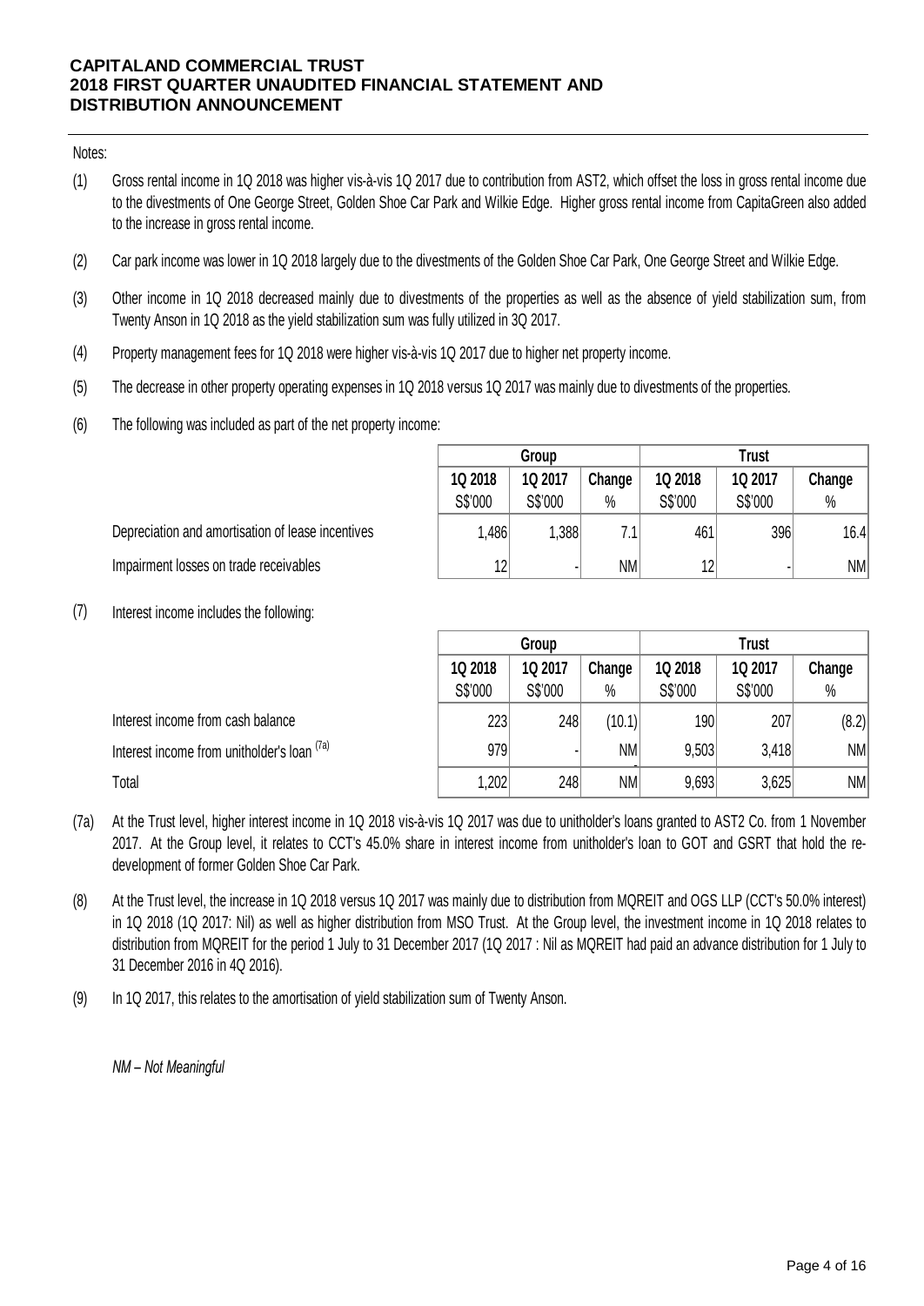Notes:

(1) Gross rental income in 1Q 2018 was higher vis-à-vis 1Q 2017 due to contribution from AST2, which offset the loss in gross rental income due to the divestments of One George Street, Golden Shoe Car Park and Wilkie Edge. Higher gross rental income from CapitaGreen also added to the increase in gross rental income.

(2) Car park income was lower in 1Q 2018 largely due to the divestments of the Golden Shoe Car Park, One George Street and Wilkie Edge.

(3) Other income in 1Q 2018 decreased mainly due to divestments of the properties as well as the absence of yield stabilization sum, from Twenty Anson in 1Q 2018 as the yield stabilization sum was fully utilized in 3Q 2017.

(4) Property management fees for 1Q 2018 were higher vis-à-vis 1Q 2017 due to higher net property income.

(5) The decrease in other property operating expenses in 1Q 2018 versus 1Q 2017 was mainly due to divestments of the properties.

(6) The following was included as part of the net property income:

| | Group | | | Trust | | |
|---|---|---|---|---|---|---|
| | 1Q 2018 S$'000 | 1Q 2017 S$'000 | Change % | 1Q 2018 S$'000 | 1Q 2017 S$'000 | Change % |
| Depreciation and amortisation of lease incentives | 1,486 | 1,388 | 7.1 | 461 | 396 | 16.4 |
| Impairment losses on trade receivables | 12 | - | NM | 12 | - | NM |

(7) Interest income includes the following:

| | Group | | | Trust | | |
|---|---|---|---|---|---|---|
| | 1Q 2018 S$'000 | 1Q 2017 S$'000 | Change % | 1Q 2018 S$'000 | 1Q 2017 S$'000 | Change % |
| Interest income from cash balance | 223 | 248 | (10.1) | 190 | 207 | (8.2) |
| Interest income from unitholder's loan (7a) | 979 | - | NM | 9,503 | 3,418 | NM |
| Total | 1,202 | 248 | NM | 9,693 | 3,625 | NM |

(7a) At the Trust level, higher interest income in 1Q 2018 vis-à-vis 1Q 2017 was due to unitholder's loans granted to AST2 Co. from 1 November 2017. At the Group level, it relates to CCT's 45.0% share in interest income from unitholder's loan to GOT and GSRT that hold the re-development of former Golden Shoe Car Park.

(8) At the Trust level, the increase in 1Q 2018 versus 1Q 2017 was mainly due to distribution from MQREIT and OGS LLP (CCT's 50.0% interest) in 1Q 2018 (1Q 2017: Nil) as well as higher distribution from MSO Trust. At the Group level, the investment income in 1Q 2018 relates to distribution from MQREIT for the period 1 July to 31 December 2017 (1Q 2017 : Nil as MQREIT had paid an advance distribution for 1 July to 31 December 2016 in 4Q 2016).

(9) In 1Q 2017, this relates to the amortisation of yield stabilization sum of Twenty Anson.

*NM – Not Meaningful*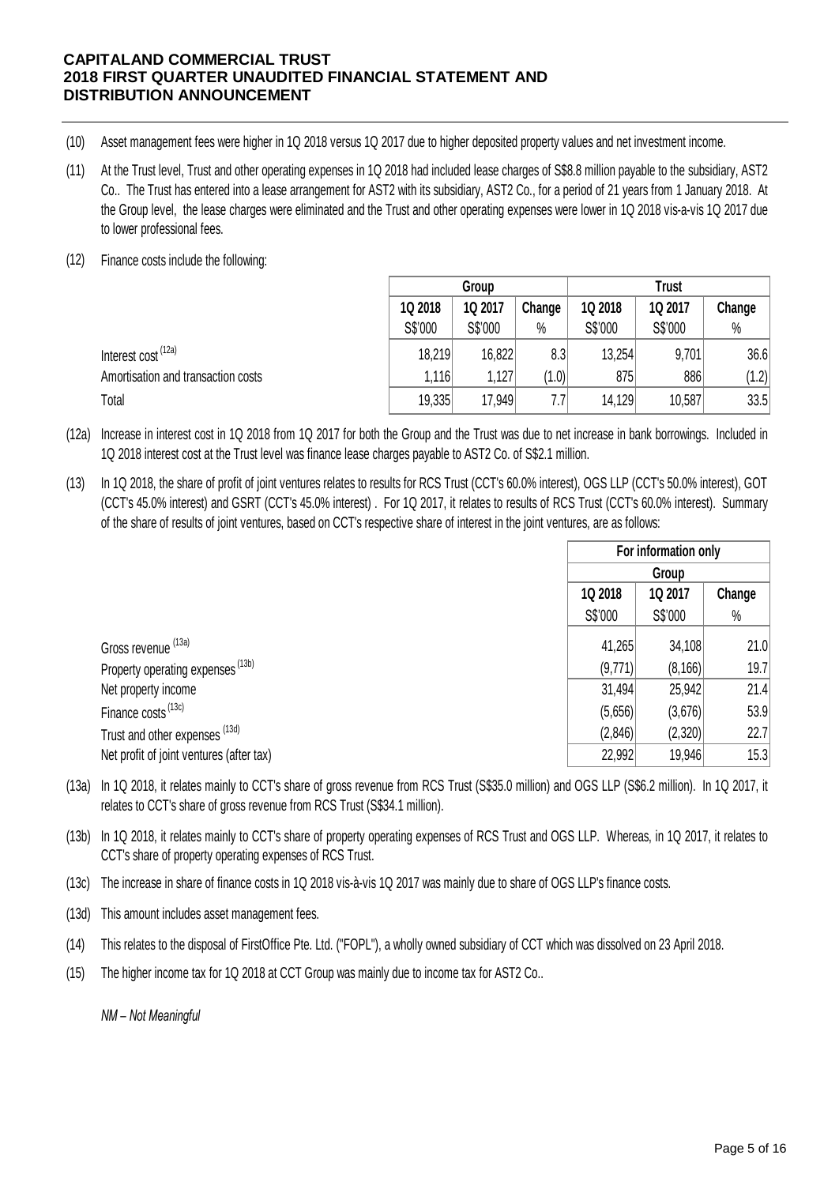(10) Asset management fees were higher in 1Q 2018 versus 1Q 2017 due to higher deposited property values and net investment income.

(11) At the Trust level, Trust and other operating expenses in 1Q 2018 had included lease charges of S$8.8 million payable to the subsidiary, AST2 Co.. The Trust has entered into a lease arrangement for AST2 with its subsidiary, AST2 Co., for a period of 21 years from 1 January 2018. At the Group level, the lease charges were eliminated and the Trust and other operating expenses were lower in 1Q 2018 vis-a-vis 1Q 2017 due to lower professional fees.

(12) Finance costs include the following:

| | Group | | | Trust | | |
|---|---|---|---|---|---|---|
| | 1Q 2018 | 1Q 2017 | Change | 1Q 2018 | 1Q 2017 | Change |
| | S$'000 | S$'000 | % | S$'000 | S$'000 | % |
| Interest cost [12a] | 18,219 | 16,822 | 8.3 | 13,254 | 9,701 | 36.6 |
| Amortisation and transaction costs | 1,116 | 1,127 | (1.0) | 875 | 886 | (1.2) |
| Total | 19,335 | 17,949 | 7.7 | 14,129 | 10,587 | 33.5 |

(12a) Increase in interest cost in 1Q 2018 from 1Q 2017 for both the Group and the Trust was due to net increase in bank borrowings. Included in 1Q 2018 interest cost at the Trust level was finance lease charges payable to AST2 Co. of S$2.1 million.

(13) In 1Q 2018, the share of profit of joint ventures relates to results for RCS Trust (CCT's 60.0% interest), OGS LLP (CCT's 50.0% interest), GOT (CCT's 45.0% interest) and GSRT (CCT's 45.0% interest) . For 1Q 2017, it relates to results of RCS Trust (CCT's 60.0% interest). Summary of the share of results of joint ventures, based on CCT's respective share of interest in the joint ventures, are as follows:

| | For information only | | |
|---|---|---|---|
| | Group | | |
| | 1Q 2018 | 1Q 2017 | Change |
| | S$'000 | S$'000 | % |
| Gross revenue [13a] | 41,265 | 34,108 | 21.0 |
| Property operating expenses [13b] | (9,771) | (8,166) | 19.7 |
| Net property income | 31,494 | 25,942 | 21.4 |
| Finance costs [13c] | (5,656) | (3,676) | 53.9 |
| Trust and other expenses [13d] | (2,846) | (2,320) | 22.7 |
| Net profit of joint ventures (after tax) | 22,992 | 19,946 | 15.3 |

(13a) In 1Q 2018, it relates mainly to CCT's share of gross revenue from RCS Trust (S$35.0 million) and OGS LLP (S$6.2 million). In 1Q 2017, it relates to CCT's share of gross revenue from RCS Trust (S$34.1 million).

(13b) In 1Q 2018, it relates mainly to CCT's share of property operating expenses of RCS Trust and OGS LLP. Whereas, in 1Q 2017, it relates to CCT's share of property operating expenses of RCS Trust.

(13c) The increase in share of finance costs in 1Q 2018 vis-à-vis 1Q 2017 was mainly due to share of OGS LLP's finance costs.

(13d) This amount includes asset management fees.

(14) This relates to the disposal of FirstOffice Pte. Ltd. ("FOPL"), a wholly owned subsidiary of CCT which was dissolved on 23 April 2018.

(15) The higher income tax for 1Q 2018 at CCT Group was mainly due to income tax for AST2 Co..

*NM – Not Meaningful*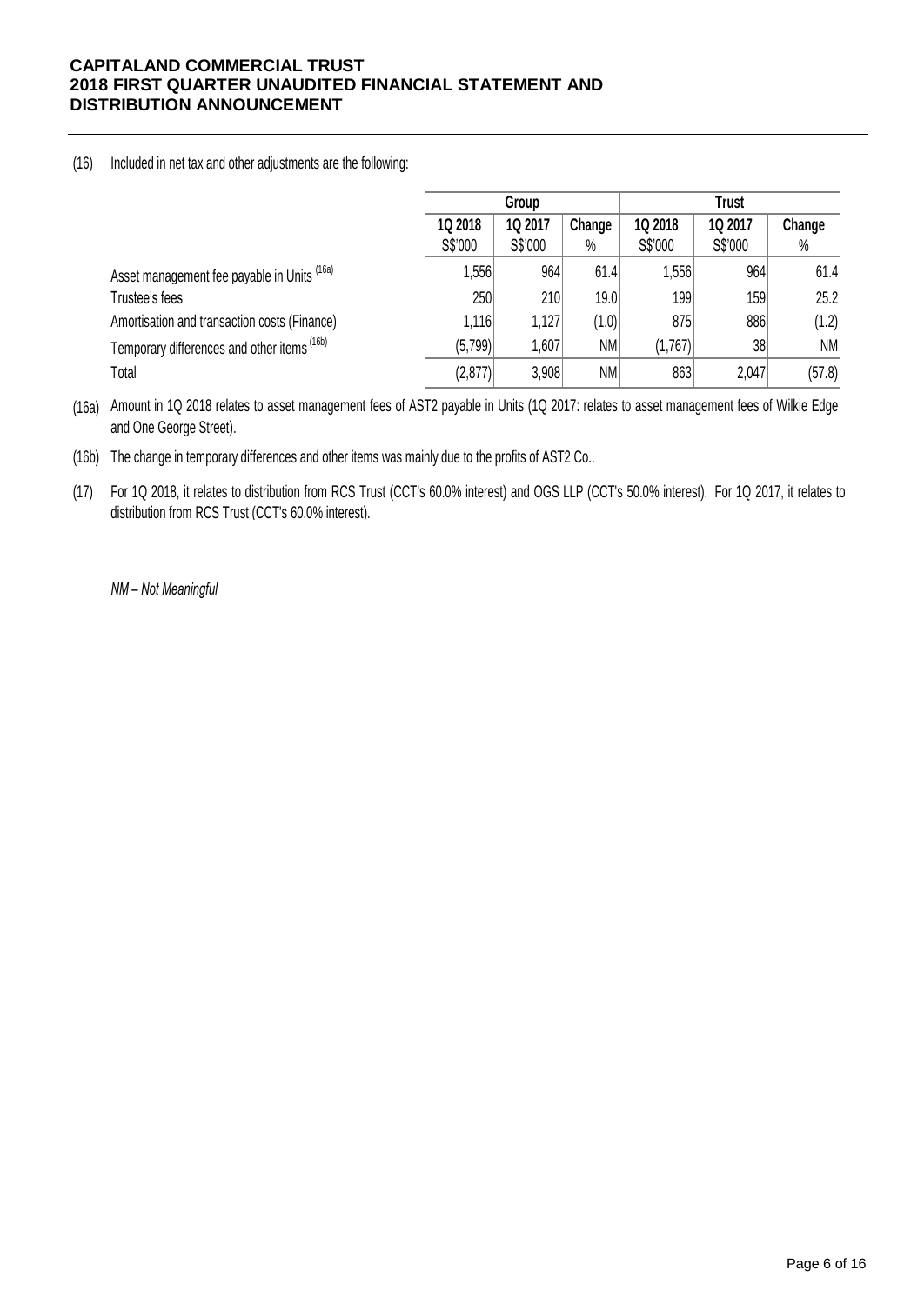(16) Included in net tax and other adjustments are the following:

| | Group | | | Trust | | |
|---|---|---|---|---|---|---|
| | 1Q 2018 S$'000 | 1Q 2017 S$'000 | Change % | 1Q 2018 S$'000 | 1Q 2017 S$'000 | Change % |
| Asset management fee payable in Units (16a) | 1,556 | 964 | 61.4 | 1,556 | 964 | 61.4 |
| Trustee's fees | 250 | 210 | 19.0 | 199 | 159 | 25.2 |
| Amortisation and transaction costs (Finance) | 1,116 | 1,127 | (1.0) | 875 | 886 | (1.2) |
| Temporary differences and other items (16b) | (5,799) | 1,607 | NM | (1,767) | 38 | NM |
| Total | (2,877) | 3,908 | NM | 863 | 2,047 | (57.8) |

(16a) Amount in 1Q 2018 relates to asset management fees of AST2 payable in Units (1Q 2017: relates to asset management fees of Wilkie Edge and One George Street).

(16b) The change in temporary differences and other items was mainly due to the profits of AST2 Co..

(17) For 1Q 2018, it relates to distribution from RCS Trust (CCT's 60.0% interest) and OGS LLP (CCT's 50.0% interest). For 1Q 2017, it relates to distribution from RCS Trust (CCT's 60.0% interest).

*NM – Not Meaningful*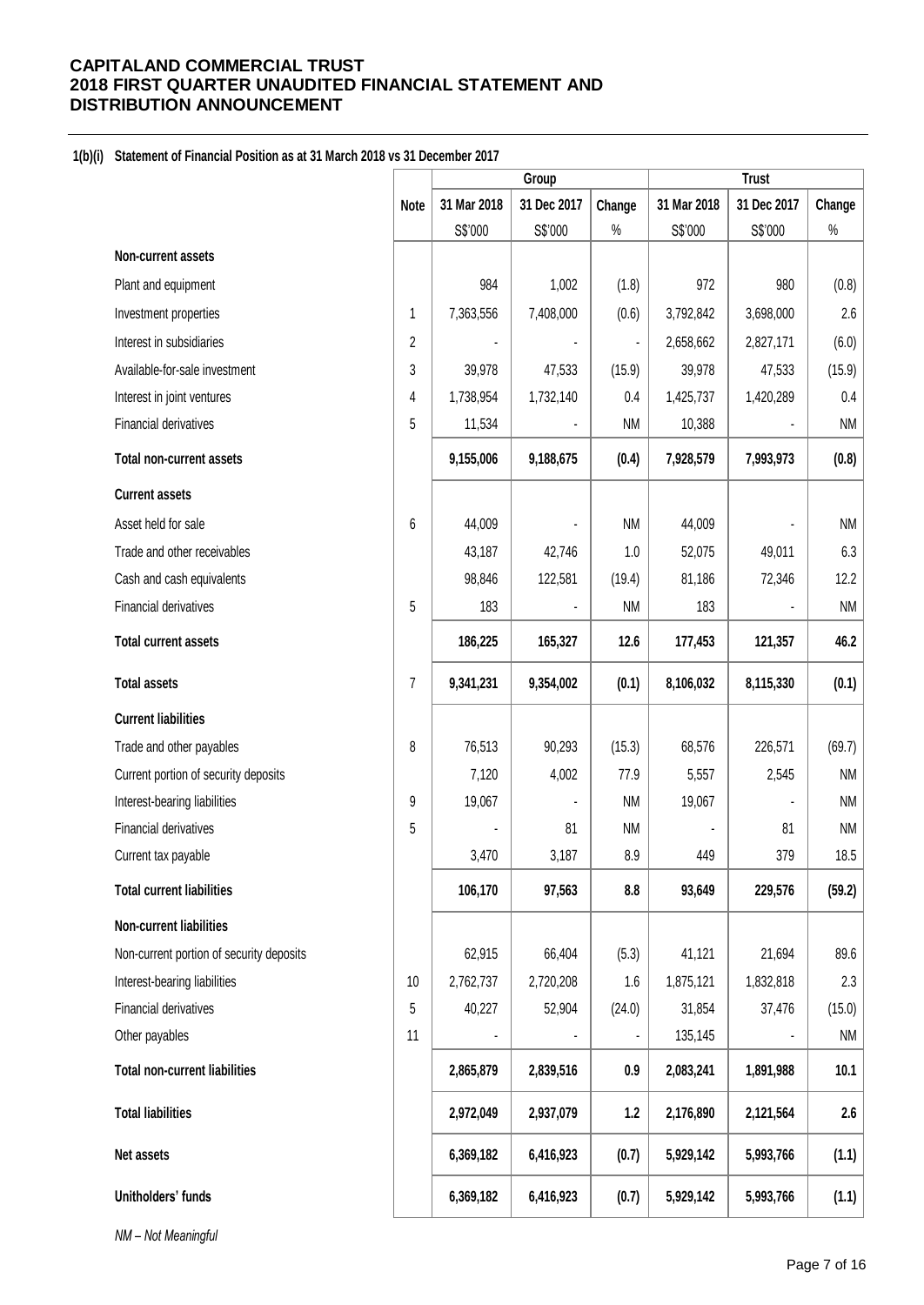# CAPITALAND COMMERCIAL TRUST
# 2018 FIRST QUARTER UNAUDITED FINANCIAL STATEMENT AND DISTRIBUTION ANNOUNCEMENT

## 1(b)(i) Statement of Financial Position as at 31 March 2018 vs 31 December 2017

| | Note | Group | | | Trust | | |
|---|---|---|---|---|---|---|---|
| | | 31 Mar 2018 | 31 Dec 2017 | Change | 31 Mar 2018 | 31 Dec 2017 | Change |
| | | S$'000 | S$'000 | % | S$'000 | S$'000 | % |
| **Non-current assets** | | | | | | | |
| Plant and equipment | | 984 | 1,002 | (1.8) | 972 | 980 | (0.8) |
| Investment properties | 1 | 7,363,556 | 7,408,000 | (0.6) | 3,792,842 | 3,698,000 | 2.6 |
| Interest in subsidiaries | 2 | - | - | - | 2,658,662 | 2,827,171 | (6.0) |
| Available-for-sale investment | 3 | 39,978 | 47,533 | (15.9) | 39,978 | 47,533 | (15.9) |
| Interest in joint ventures | 4 | 1,738,954 | 1,732,140 | 0.4 | 1,425,737 | 1,420,289 | 0.4 |
| Financial derivatives | 5 | 11,534 | - | NM | 10,388 | - | NM |
| **Total non-current assets** | | **9,155,006** | **9,188,675** | **(0.4)** | **7,928,579** | **7,993,973** | **(0.8)** |
| **Current assets** | | | | | | | |
| Asset held for sale | 6 | 44,009 | - | NM | 44,009 | - | NM |
| Trade and other receivables | | 43,187 | 42,746 | 1.0 | 52,075 | 49,011 | 6.3 |
| Cash and cash equivalents | | 98,846 | 122,581 | (19.4) | 81,186 | 72,346 | 12.2 |
| Financial derivatives | 5 | 183 | - | NM | 183 | - | NM |
| **Total current assets** | | **186,225** | **165,327** | **12.6** | **177,453** | **121,357** | **46.2** |
| **Total assets** | 7 | **9,341,231** | **9,354,002** | **(0.1)** | **8,106,032** | **8,115,330** | **(0.1)** |
| **Current liabilities** | | | | | | | |
| Trade and other payables | 8 | 76,513 | 90,293 | (15.3) | 68,576 | 226,571 | (69.7) |
| Current portion of security deposits | | 7,120 | 4,002 | 77.9 | 5,557 | 2,545 | NM |
| Interest-bearing liabilities | 9 | 19,067 | - | NM | 19,067 | - | NM |
| Financial derivatives | 5 | - | 81 | NM | - | 81 | NM |
| Current tax payable | | 3,470 | 3,187 | 8.9 | 449 | 379 | 18.5 |
| **Total current liabilities** | | **106,170** | **97,563** | **8.8** | **93,649** | **229,576** | **(59.2)** |
| **Non-current liabilities** | | | | | | | |
| Non-current portion of security deposits | | 62,915 | 66,404 | (5.3) | 41,121 | 21,694 | 89.6 |
| Interest-bearing liabilities | 10 | 2,762,737 | 2,720,208 | 1.6 | 1,875,121 | 1,832,818 | 2.3 |
| Financial derivatives | 5 | 40,227 | 52,904 | (24.0) | 31,854 | 37,476 | (15.0) |
| Other payables | 11 | - | - | - | 135,145 | - | NM |
| **Total non-current liabilities** | | **2,865,879** | **2,839,516** | **0.9** | **2,083,241** | **1,891,988** | **10.1** |
| **Total liabilities** | | **2,972,049** | **2,937,079** | **1.2** | **2,176,890** | **2,121,564** | **2.6** |
| **Net assets** | | **6,369,182** | **6,416,923** | **(0.7)** | **5,929,142** | **5,993,766** | **(1.1)** |
| **Unitholders' funds** | | **6,369,182** | **6,416,923** | **(0.7)** | **5,929,142** | **5,993,766** | **(1.1)** |

*NM – Not Meaningful*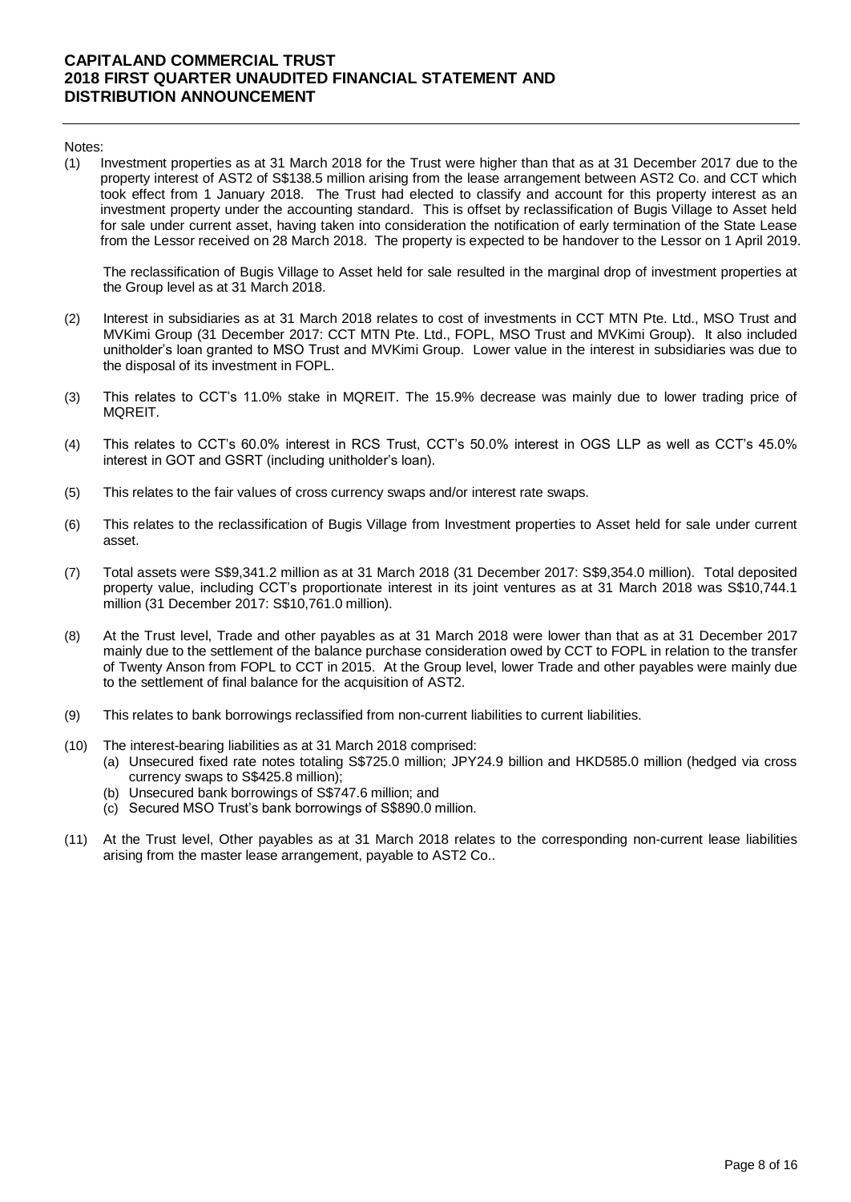Notes:

(1) Investment properties as at 31 March 2018 for the Trust were higher than that as at 31 December 2017 due to the property interest of AST2 of S$138.5 million arising from the lease arrangement between AST2 Co. and CCT which took effect from 1 January 2018. The Trust had elected to classify and account for this property interest as an investment property under the accounting standard. This is offset by reclassification of Bugis Village to Asset held for sale under current asset, having taken into consideration the notification of early termination of the State Lease from the Lessor received on 28 March 2018. The property is expected to be handover to the Lessor on 1 April 2019.

    The reclassification of Bugis Village to Asset held for sale resulted in the marginal drop of investment properties at the Group level as at 31 March 2018.

(2) Interest in subsidiaries as at 31 March 2018 relates to cost of investments in CCT MTN Pte. Ltd., MSO Trust and MVKimi Group (31 December 2017: CCT MTN Pte. Ltd., FOPL, MSO Trust and MVKimi Group). It also included unitholder's loan granted to MSO Trust and MVKimi Group. Lower value in the interest in subsidiaries was due to the disposal of its investment in FOPL.

(3) This relates to CCT's 11.0% stake in MQREIT. The 15.9% decrease was mainly due to lower trading price of MQREIT.

(4) This relates to CCT's 60.0% interest in RCS Trust, CCT's 50.0% interest in OGS LLP as well as CCT's 45.0% interest in GOT and GSRT (including unitholder's loan).

(5) This relates to the fair values of cross currency swaps and/or interest rate swaps.

(6) This relates to the reclassification of Bugis Village from Investment properties to Asset held for sale under current asset.

(7) Total assets were S$9,341.2 million as at 31 March 2018 (31 December 2017: S$9,354.0 million). Total deposited property value, including CCT's proportionate interest in its joint ventures as at 31 March 2018 was S$10,744.1 million (31 December 2017: S$10,761.0 million).

(8) At the Trust level, Trade and other payables as at 31 March 2018 were lower than that as at 31 December 2017 mainly due to the settlement of the balance purchase consideration owed by CCT to FOPL in relation to the transfer of Twenty Anson from FOPL to CCT in 2015. At the Group level, lower Trade and other payables were mainly due to the settlement of final balance for the acquisition of AST2.

(9) This relates to bank borrowings reclassified from non-current liabilities to current liabilities.

(10) The interest-bearing liabilities as at 31 March 2018 comprised:
    - (a) Unsecured fixed rate notes totaling S$725.0 million; JPY24.9 billion and HKD585.0 million (hedged via cross currency swaps to S$425.8 million);
    - (b) Unsecured bank borrowings of S$747.6 million; and
    - (c) Secured MSO Trust's bank borrowings of S$890.0 million.

(11) At the Trust level, Other payables as at 31 March 2018 relates to the corresponding non-current lease liabilities arising from the master lease arrangement, payable to AST2 Co..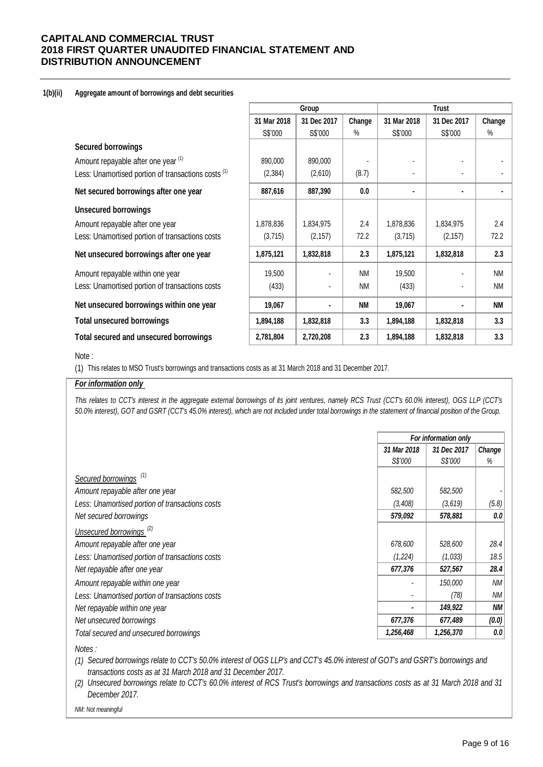**1(b)(ii) Aggregate amount of borrowings and debt securities**

| | Group | | | Trust | | |
|---|---|---|---|---|---|---|
| | 31 Mar 2018 | 31 Dec 2017 | Change | 31 Mar 2018 | 31 Dec 2017 | Change |
| | S$'000 | S$'000 | % | S$'000 | S$'000 | % |
| **Secured borrowings** | | | | | | |
| Amount repayable after one year [1] | 890,000 | 890,000 | - | - | - | - |
| Less: Unamortised portion of transactions costs [1] | (2,384) | (2,610) | (8.7) | - | - | - |
| **Net secured borrowings after one year** | **887,616** | **887,390** | **0.0** | **-** | **-** | **-** |
| **Unsecured borrowings** | | | | | | |
| Amount repayable after one year | 1,878,836 | 1,834,975 | 2.4 | 1,878,836 | 1,834,975 | 2.4 |
| Less: Unamortised portion of transactions costs | (3,715) | (2,157) | 72.2 | (3,715) | (2,157) | 72.2 |
| **Net unsecured borrowings after one year** | **1,875,121** | **1,832,818** | **2.3** | **1,875,121** | **1,832,818** | **2.3** |
| Amount repayable within one year | 19,500 | - | NM | 19,500 | - | NM |
| Less: Unamortised portion of transactions costs | (433) | - | NM | (433) | - | NM |
| **Net unsecured borrowings within one year** | **19,067** | **-** | **NM** | **19,067** | **-** | **NM** |
| **Total unsecured borrowings** | **1,894,188** | **1,832,818** | **3.3** | **1,894,188** | **1,832,818** | **3.3** |
| **Total secured and unsecured borrowings** | **2,781,804** | **2,720,208** | **2.3** | **1,894,188** | **1,832,818** | **3.3** |

Note :

(1) This relates to MSO Trust's borrowings and transactions costs as at 31 March 2018 and 31 December 2017.

***For information only***

*This relates to CCT's interest in the aggregate external borrowings of its joint ventures, namely RCS Trust (CCT's 60.0% interest), OGS LLP (CCT's 50.0% interest), GOT and GSRT (CCT's 45.0% interest), which are not included under total borrowings in the statement of financial position of the Group.*

| | *For information only* | | |
|---|---|---|---|
| | *31 Mar 2018* | *31 Dec 2017* | *Change* |
| | *S$'000* | *S$'000* | *%* |
| *Secured borrowings* [1] | | | |
| *Amount repayable after one year* | *582,500* | *582,500* | *-* |
| *Less: Unamortised portion of transactions costs* | *(3,408)* | *(3,619)* | *(5.8)* |
| *Net secured borrowings* | ***579,092*** | ***578,881*** | ***0.0*** |
| *Unsecured borrowings* [2] | | | |
| *Amount repayable after one year* | *678,600* | *528,600* | *28.4* |
| *Less: Unamortised portion of transactions costs* | *(1,224)* | *(1,033)* | *18.5* |
| *Net repayable after one year* | ***677,376*** | ***527,567*** | ***28.4*** |
| *Amount repayable within one year* | *-* | *150,000* | *NM* |
| *Less: Unamortised portion of transactions costs* | *-* | *(78)* | *NM* |
| *Net repayable within one year* | ***-*** | ***149,922*** | ***NM*** |
| *Net unsecured borrowings* | ***677,376*** | ***677,489*** | ***(0.0)*** |
| *Total secured and unsecured borrowings* | ***1,256,468*** | ***1,256,370*** | ***0.0*** |

*Notes :*

*(1) Secured borrowings relate to CCT's 50.0% interest of OGS LLP's and CCT's 45.0% interest of GOT's and GSRT's borrowings and transactions costs as at 31 March 2018 and 31 December 2017.*

*(2) Unsecured borrowings relate to CCT's 60.0% interest of RCS Trust's borrowings and transactions costs as at 31 March 2018 and 31 December 2017.*

*NM: Not meaningful*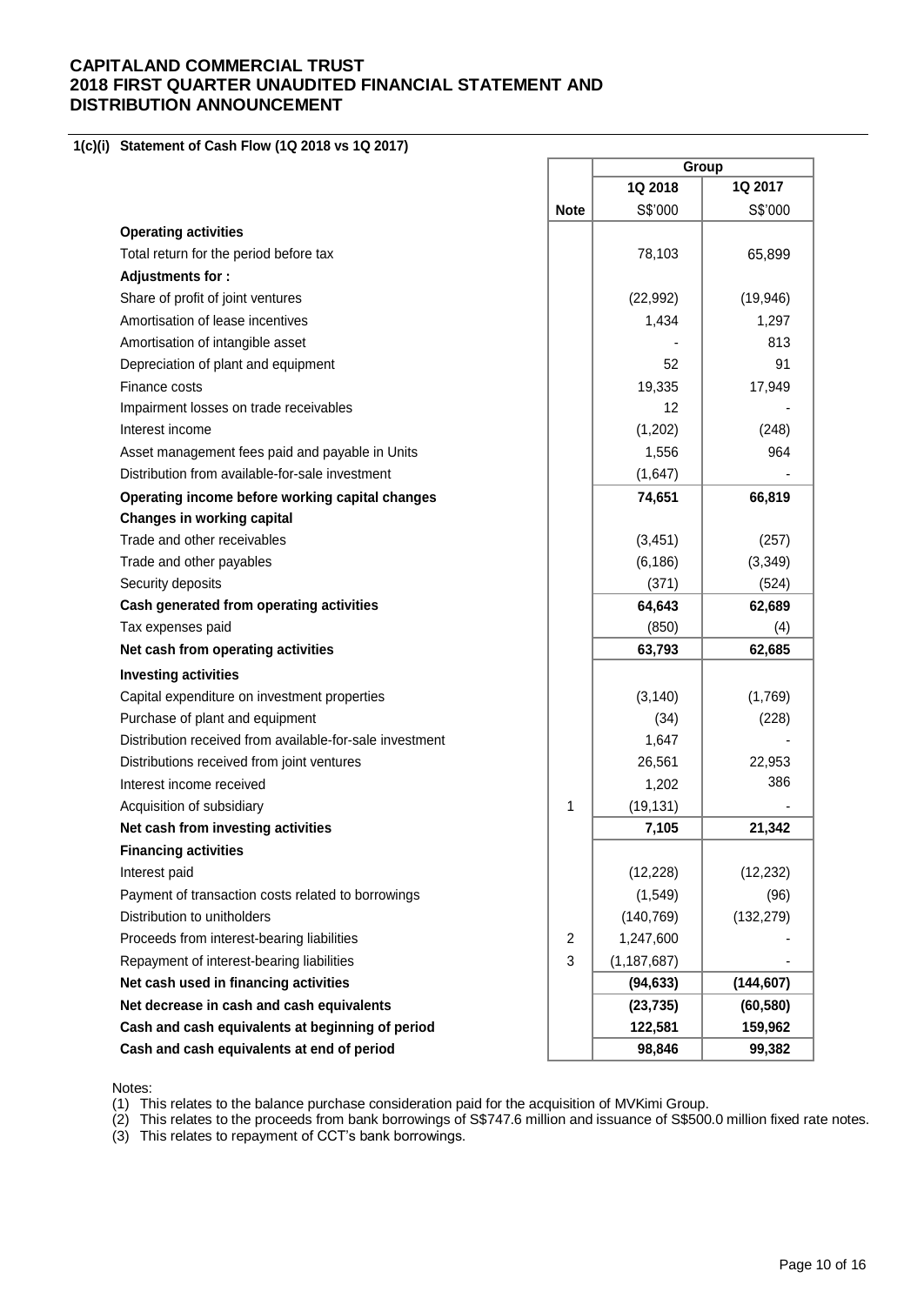# CAPITALAND COMMERCIAL TRUST
# 2018 FIRST QUARTER UNAUDITED FINANCIAL STATEMENT AND DISTRIBUTION ANNOUNCEMENT

## 1(c)(i) Statement of Cash Flow (1Q 2018 vs 1Q 2017)

| | | Group | |
|---|---|---|---|
| | | 1Q 2018 | 1Q 2017 |
| | Note | S$'000 | S$'000 |
| **Operating activities** | | | |
| Total return for the period before tax | | 78,103 | 65,899 |
| **Adjustments for :** | | | |
| Share of profit of joint ventures | | (22,992) | (19,946) |
| Amortisation of lease incentives | | 1,434 | 1,297 |
| Amortisation of intangible asset | | - | 813 |
| Depreciation of plant and equipment | | 52 | 91 |
| Finance costs | | 19,335 | 17,949 |
| Impairment losses on trade receivables | | 12 | - |
| Interest income | | (1,202) | (248) |
| Asset management fees paid and payable in Units | | 1,556 | 964 |
| Distribution from available-for-sale investment | | (1,647) | - |
| **Operating income before working capital changes** | | **74,651** | **66,819** |
| **Changes in working capital** | | | |
| Trade and other receivables | | (3,451) | (257) |
| Trade and other payables | | (6,186) | (3,349) |
| Security deposits | | (371) | (524) |
| **Cash generated from operating activities** | | **64,643** | **62,689** |
| Tax expenses paid | | (850) | (4) |
| **Net cash from operating activities** | | **63,793** | **62,685** |
| **Investing activities** | | | |
| Capital expenditure on investment properties | | (3,140) | (1,769) |
| Purchase of plant and equipment | | (34) | (228) |
| Distribution received from available-for-sale investment | | 1,647 | - |
| Distributions received from joint ventures | | 26,561 | 22,953 |
| Interest income received | | 1,202 | 386 |
| Acquisition of subsidiary | 1 | (19,131) | - |
| **Net cash from investing activities** | | **7,105** | **21,342** |
| **Financing activities** | | | |
| Interest paid | | (12,228) | (12,232) |
| Payment of transaction costs related to borrowings | | (1,549) | (96) |
| Distribution to unitholders | | (140,769) | (132,279) |
| Proceeds from interest-bearing liabilities | 2 | 1,247,600 | - |
| Repayment of interest-bearing liabilities | 3 | (1,187,687) | - |
| **Net cash used in financing activities** | | **(94,633)** | **(144,607)** |
| **Net decrease in cash and cash equivalents** | | **(23,735)** | **(60,580)** |
| **Cash and cash equivalents at beginning of period** | | **122,581** | **159,962** |
| **Cash and cash equivalents at end of period** | | **98,846** | **99,382** |

Notes:

(1) This relates to the balance purchase consideration paid for the acquisition of MVKimi Group.

(2) This relates to the proceeds from bank borrowings of S$747.6 million and issuance of S$500.0 million fixed rate notes.

(3) This relates to repayment of CCT's bank borrowings.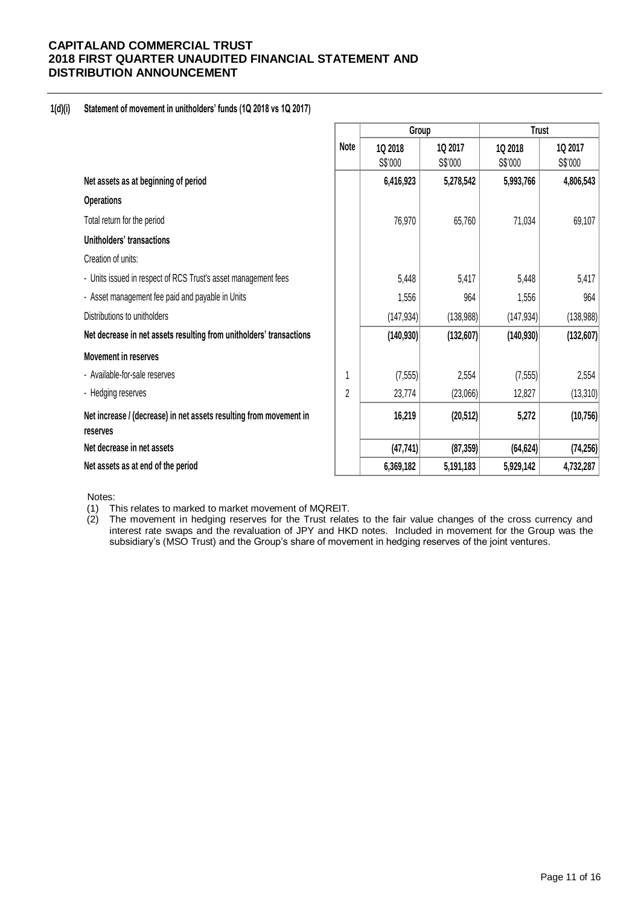**1(d)(i) Statement of movement in unitholders' funds (1Q 2018 vs 1Q 2017)**

| | Note | Group | | Trust | |
|---|---|---|---|---|---|
| | | 1Q 2018<br>S$'000 | 1Q 2017<br>S$'000 | 1Q 2018<br>S$'000 | 1Q 2017<br>S$'000 |
| **Net assets as at beginning of period** | | **6,416,923** | **5,278,542** | **5,993,766** | **4,806,543** |
| **Operations** | | | | | |
| Total return for the period | | 76,970 | 65,760 | 71,034 | 69,107 |
| **Unitholders' transactions** | | | | | |
| Creation of units: | | | | | |
| - Units issued in respect of RCS Trust's asset management fees | | 5,448 | 5,417 | 5,448 | 5,417 |
| - Asset management fee paid and payable in Units | | 1,556 | 964 | 1,556 | 964 |
| Distributions to unitholders | | (147,934) | (138,988) | (147,934) | (138,988) |
| **Net decrease in net assets resulting from unitholders' transactions** | | **(140,930)** | **(132,607)** | **(140,930)** | **(132,607)** |
| **Movement in reserves** | | | | | |
| - Available-for-sale reserves | 1 | (7,555) | 2,554 | (7,555) | 2,554 |
| - Hedging reserves | 2 | 23,774 | (23,066) | 12,827 | (13,310) |
| **Net increase / (decrease) in net assets resulting from movement in reserves** | | **16,219** | **(20,512)** | **5,272** | **(10,756)** |
| **Net decrease in net assets** | | **(47,741)** | **(87,359)** | **(64,624)** | **(74,256)** |
| **Net assets as at end of the period** | | **6,369,182** | **5,191,183** | **5,929,142** | **4,732,287** |

Notes:

(1) This relates to marked to market movement of MQREIT.

(2) The movement in hedging reserves for the Trust relates to the fair value changes of the cross currency and interest rate swaps and the revaluation of JPY and HKD notes. Included in movement for the Group was the subsidiary's (MSO Trust) and the Group's share of movement in hedging reserves of the joint ventures.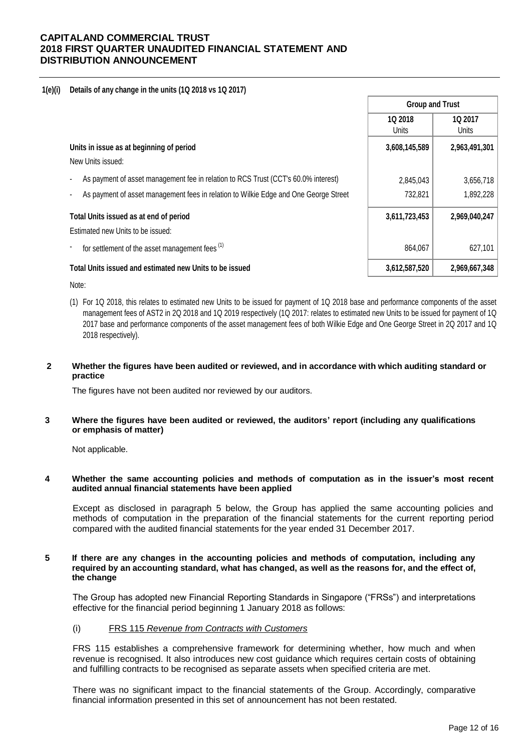### 1(e)(i) Details of any change in the units (1Q 2018 vs 1Q 2017)

| | Group and Trust | |
|---|---|---|
| | 1Q 2018 Units | 1Q 2017 Units |
| **Units in issue as at beginning of period** | **3,608,145,589** | **2,963,491,301** |
| New Units issued: | | |
| - As payment of asset management fee in relation to RCS Trust (CCT's 60.0% interest) | 2,845,043 | 3,656,718 |
| - As payment of asset management fees in relation to Wilkie Edge and One George Street | 732,821 | 1,892,228 |
| **Total Units issued as at end of period** | **3,611,723,453** | **2,969,040,247** |
| Estimated new Units to be issued: | | |
| - for settlement of the asset management fees [1] | 864,067 | 627,101 |
| **Total Units issued and estimated new Units to be issued** | **3,612,587,520** | **2,969,667,348** |

Note:

(1) For 1Q 2018, this relates to estimated new Units to be issued for payment of 1Q 2018 base and performance components of the asset management fees of AST2 in 2Q 2018 and 1Q 2019 respectively (1Q 2017: relates to estimated new Units to be issued for payment of 1Q 2017 base and performance components of the asset management fees of both Wilkie Edge and One George Street in 2Q 2017 and 1Q 2018 respectively).

### 2 Whether the figures have been audited or reviewed, and in accordance with which auditing standard or practice

The figures have not been audited nor reviewed by our auditors.

### 3 Where the figures have been audited or reviewed, the auditors' report (including any qualifications or emphasis of matter)

Not applicable.

### 4 Whether the same accounting policies and methods of computation as in the issuer's most recent audited annual financial statements have been applied

Except as disclosed in paragraph 5 below, the Group has applied the same accounting policies and methods of computation in the preparation of the financial statements for the current reporting period compared with the audited financial statements for the year ended 31 December 2017.

### 5 If there are any changes in the accounting policies and methods of computation, including any required by an accounting standard, what has changed, as well as the reasons for, and the effect of, the change

The Group has adopted new Financial Reporting Standards in Singapore ("FRSs") and interpretations effective for the financial period beginning 1 January 2018 as follows:

(i) FRS 115 *Revenue from Contracts with Customers*

FRS 115 establishes a comprehensive framework for determining whether, how much and when revenue is recognised. It also introduces new cost guidance which requires certain costs of obtaining and fulfilling contracts to be recognised as separate assets when specified criteria are met.

There was no significant impact to the financial statements of the Group. Accordingly, comparative financial information presented in this set of announcement has not been restated.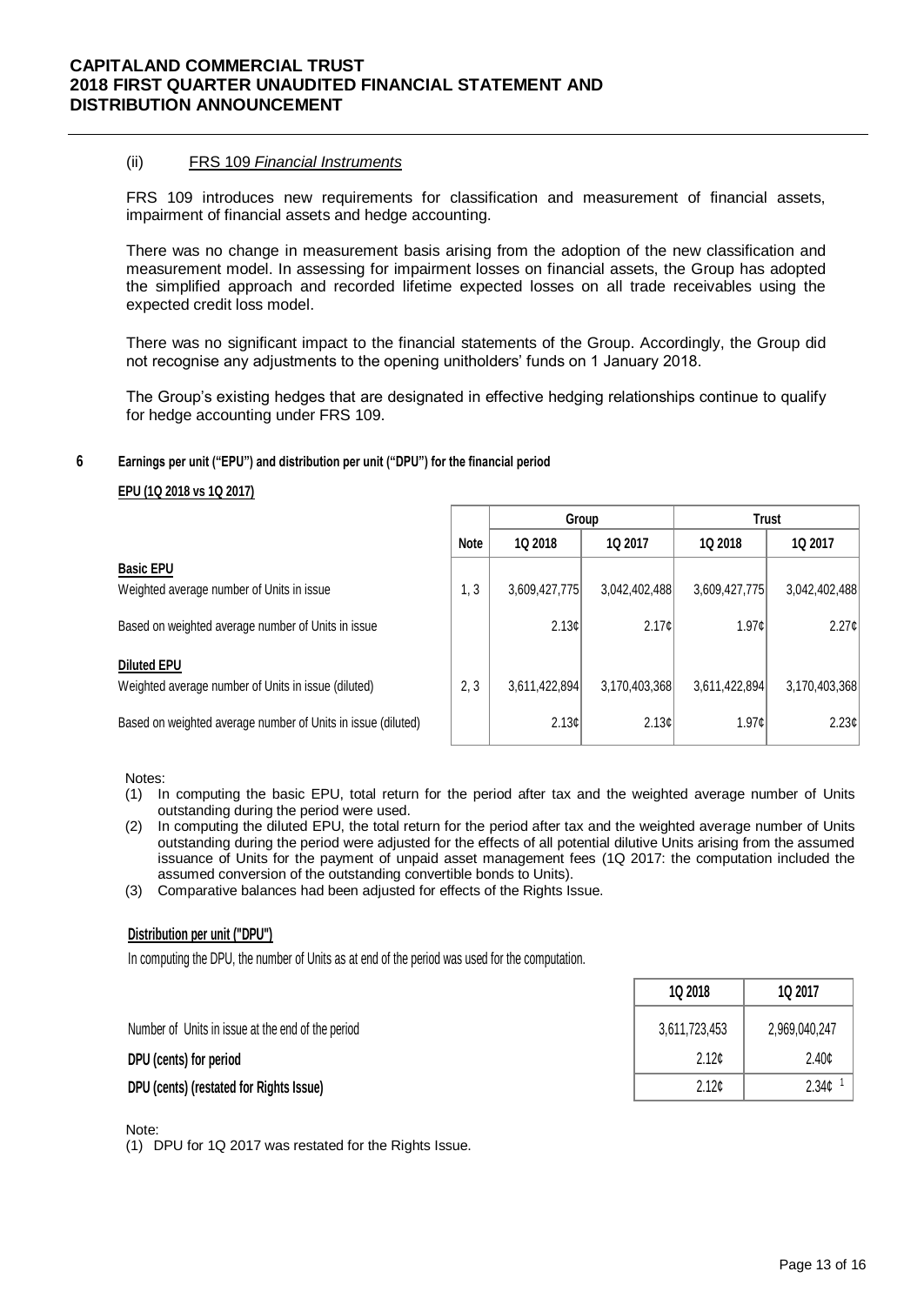(ii) FRS 109 *Financial Instruments*

FRS 109 introduces new requirements for classification and measurement of financial assets, impairment of financial assets and hedge accounting.

There was no change in measurement basis arising from the adoption of the new classification and measurement model. In assessing for impairment losses on financial assets, the Group has adopted the simplified approach and recorded lifetime expected losses on all trade receivables using the expected credit loss model.

There was no significant impact to the financial statements of the Group. Accordingly, the Group did not recognise any adjustments to the opening unitholders' funds on 1 January 2018.

The Group's existing hedges that are designated in effective hedging relationships continue to qualify for hedge accounting under FRS 109.

## 6 Earnings per unit ("EPU") and distribution per unit ("DPU") for the financial period

**EPU (1Q 2018 vs 1Q 2017)**

| | | Group | | Trust | |
|---|---|---|---|---|---|
| | Note | 1Q 2018 | 1Q 2017 | 1Q 2018 | 1Q 2017 |
| **Basic EPU** | | | | | |
| Weighted average number of Units in issue | 1, 3 | 3,609,427,775 | 3,042,402,488 | 3,609,427,775 | 3,042,402,488 |
| Based on weighted average number of Units in issue | | 2.13¢ | 2.17¢ | 1.97¢ | 2.27¢ |
| **Diluted EPU** | | | | | |
| Weighted average number of Units in issue (diluted) | 2, 3 | 3,611,422,894 | 3,170,403,368 | 3,611,422,894 | 3,170,403,368 |
| Based on weighted average number of Units in issue (diluted) | | 2.13¢ | 2.13¢ | 1.97¢ | 2.23¢ |

Notes:

(1) In computing the basic EPU, total return for the period after tax and the weighted average number of Units outstanding during the period were used.

(2) In computing the diluted EPU, the total return for the period after tax and the weighted average number of Units outstanding during the period were adjusted for the effects of all potential dilutive Units arising from the assumed issuance of Units for the payment of unpaid asset management fees (1Q 2017: the computation included the assumed conversion of the outstanding convertible bonds to Units).

(3) Comparative balances had been adjusted for effects of the Rights Issue.

**Distribution per unit ("DPU")**

In computing the DPU, the number of Units as at end of the period was used for the computation.

| | 1Q 2018 | 1Q 2017 |
|---|---|---|
| Number of Units in issue at the end of the period | 3,611,723,453 | 2,969,040,247 |
| **DPU (cents) for period** | 2.12¢ | 2.40¢ |
| **DPU (cents) (restated for Rights Issue)** | 2.12¢ | 2.34¢ [1] |

Note:

(1) DPU for 1Q 2017 was restated for the Rights Issue.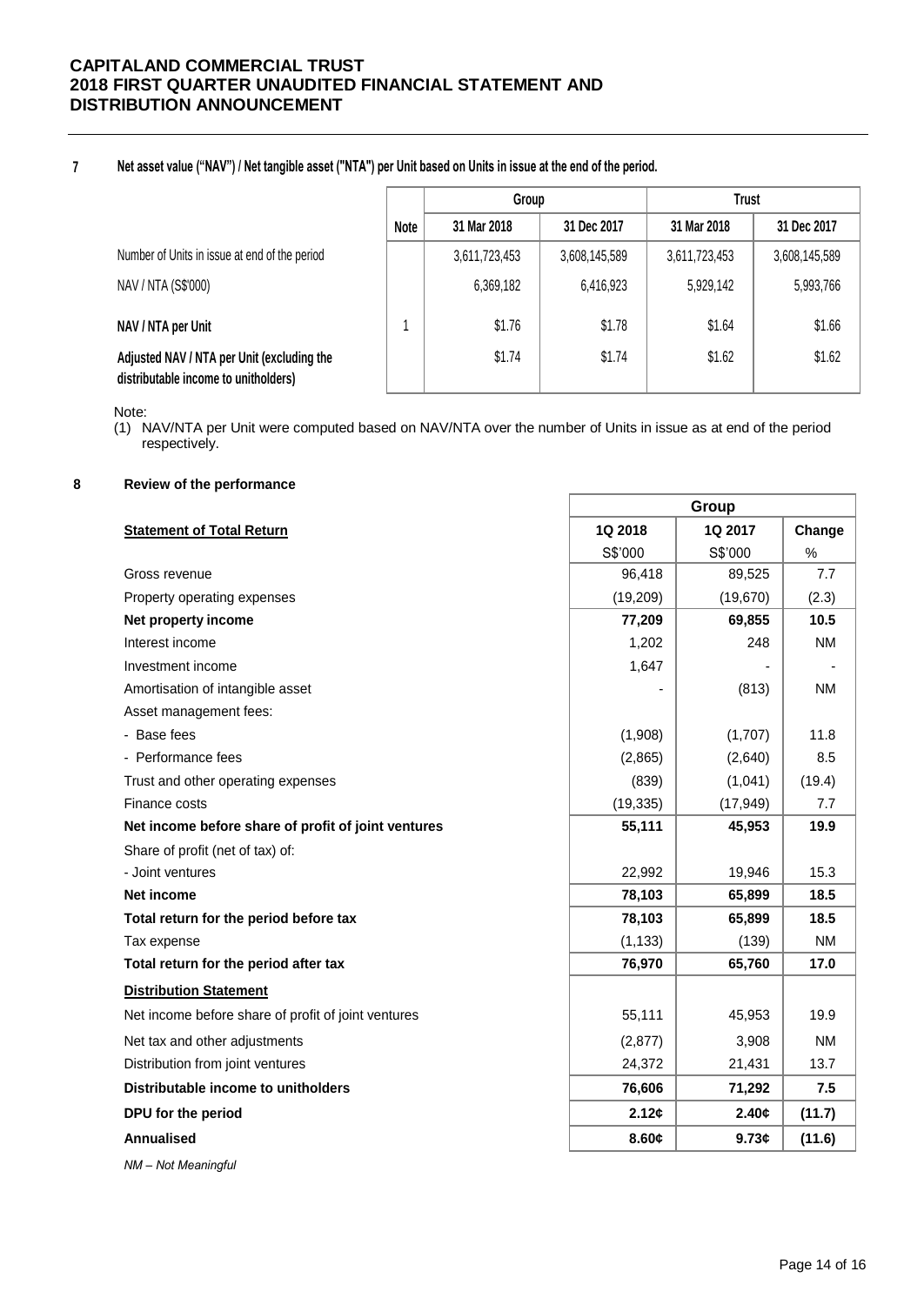## 7 Net asset value ("NAV") / Net tangible asset ("NTA") per Unit based on Units in issue at the end of the period.

| | Note | Group | | Trust | |
|---|---|---|---|---|---|
| | | 31 Mar 2018 | 31 Dec 2017 | 31 Mar 2018 | 31 Dec 2017 |
| Number of Units in issue at end of the period | | 3,611,723,453 | 3,608,145,589 | 3,611,723,453 | 3,608,145,589 |
| NAV / NTA (S$'000) | | 6,369,182 | 6,416,923 | 5,929,142 | 5,993,766 |
| **NAV / NTA per Unit** | 1 | $1.76 | $1.78 | $1.64 | $1.66 |
| **Adjusted NAV / NTA per Unit (excluding the distributable income to unitholders)** | | $1.74 | $1.74 | $1.62 | $1.62 |

Note:

(1) NAV/NTA per Unit were computed based on NAV/NTA over the number of Units in issue as at end of the period respectively.

## 8 Review of the performance

| | Group | | |
|---|---|---|---|
| **Statement of Total Return** | **1Q 2018** | **1Q 2017** | **Change** |
| | S$'000 | S$'000 | % |
| Gross revenue | 96,418 | 89,525 | 7.7 |
| Property operating expenses | (19,209) | (19,670) | (2.3) |
| **Net property income** | **77,209** | **69,855** | **10.5** |
| Interest income | 1,202 | 248 | NM |
| Investment income | 1,647 | - | - |
| Amortisation of intangible asset | - | (813) | NM |
| Asset management fees: | | | |
| - Base fees | (1,908) | (1,707) | 11.8 |
| - Performance fees | (2,865) | (2,640) | 8.5 |
| Trust and other operating expenses | (839) | (1,041) | (19.4) |
| Finance costs | (19,335) | (17,949) | 7.7 |
| **Net income before share of profit of joint ventures** | **55,111** | **45,953** | **19.9** |
| Share of profit (net of tax) of: | | | |
| - Joint ventures | 22,992 | 19,946 | 15.3 |
| **Net income** | **78,103** | **65,899** | **18.5** |
| **Total return for the period before tax** | **78,103** | **65,899** | **18.5** |
| Tax expense | (1,133) | (139) | NM |
| **Total return for the period after tax** | **76,970** | **65,760** | **17.0** |
| **Distribution Statement** | | | |
| Net income before share of profit of joint ventures | 55,111 | 45,953 | 19.9 |
| Net tax and other adjustments | (2,877) | 3,908 | NM |
| Distribution from joint ventures | 24,372 | 21,431 | 13.7 |
| **Distributable income to unitholders** | **76,606** | **71,292** | **7.5** |
| **DPU for the period** | **2.12¢** | **2.40¢** | **(11.7)** |
| **Annualised** | **8.60¢** | **9.73¢** | **(11.6)** |

*NM – Not Meaningful*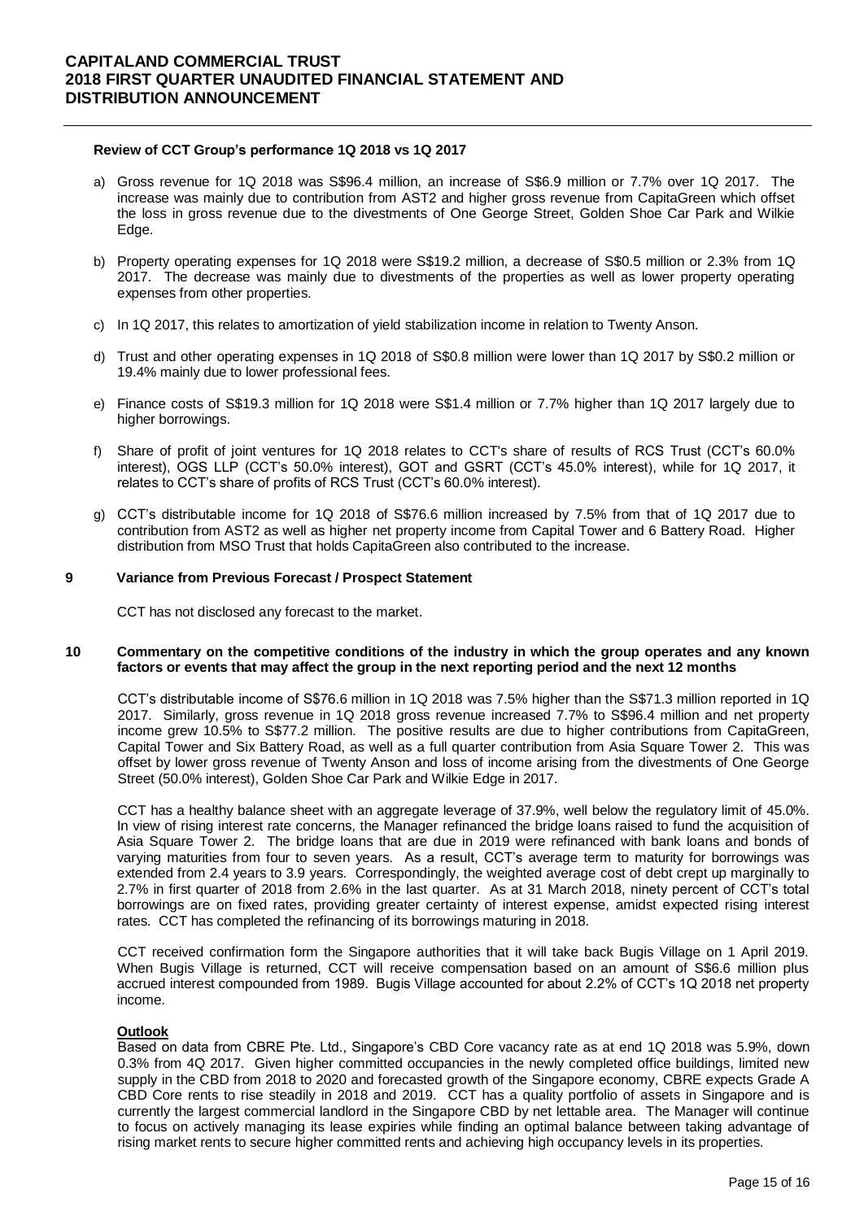**Review of CCT Group's performance 1Q 2018 vs 1Q 2017**

a) Gross revenue for 1Q 2018 was S$96.4 million, an increase of S$6.9 million or 7.7% over 1Q 2017. The increase was mainly due to contribution from AST2 and higher gross revenue from CapitaGreen which offset the loss in gross revenue due to the divestments of One George Street, Golden Shoe Car Park and Wilkie Edge.

b) Property operating expenses for 1Q 2018 were S$19.2 million, a decrease of S$0.5 million or 2.3% from 1Q 2017. The decrease was mainly due to divestments of the properties as well as lower property operating expenses from other properties.

c) In 1Q 2017, this relates to amortization of yield stabilization income in relation to Twenty Anson.

d) Trust and other operating expenses in 1Q 2018 of S$0.8 million were lower than 1Q 2017 by S$0.2 million or 19.4% mainly due to lower professional fees.

e) Finance costs of S$19.3 million for 1Q 2018 were S$1.4 million or 7.7% higher than 1Q 2017 largely due to higher borrowings.

f) Share of profit of joint ventures for 1Q 2018 relates to CCT's share of results of RCS Trust (CCT's 60.0% interest), OGS LLP (CCT's 50.0% interest), GOT and GSRT (CCT's 45.0% interest), while for 1Q 2017, it relates to CCT's share of profits of RCS Trust (CCT's 60.0% interest).

g) CCT's distributable income for 1Q 2018 of S$76.6 million increased by 7.5% from that of 1Q 2017 due to contribution from AST2 as well as higher net property income from Capital Tower and 6 Battery Road. Higher distribution from MSO Trust that holds CapitaGreen also contributed to the increase.

## 9 Variance from Previous Forecast / Prospect Statement

CCT has not disclosed any forecast to the market.

## 10 Commentary on the competitive conditions of the industry in which the group operates and any known factors or events that may affect the group in the next reporting period and the next 12 months

CCT's distributable income of S$76.6 million in 1Q 2018 was 7.5% higher than the S$71.3 million reported in 1Q 2017. Similarly, gross revenue in 1Q 2018 gross revenue increased 7.7% to S$96.4 million and net property income grew 10.5% to S$77.2 million. The positive results are due to higher contributions from CapitaGreen, Capital Tower and Six Battery Road, as well as a full quarter contribution from Asia Square Tower 2. This was offset by lower gross revenue of Twenty Anson and loss of income arising from the divestments of One George Street (50.0% interest), Golden Shoe Car Park and Wilkie Edge in 2017.

CCT has a healthy balance sheet with an aggregate leverage of 37.9%, well below the regulatory limit of 45.0%. In view of rising interest rate concerns, the Manager refinanced the bridge loans raised to fund the acquisition of Asia Square Tower 2. The bridge loans that are due in 2019 were refinanced with bank loans and bonds of varying maturities from four to seven years. As a result, CCT's average term to maturity for borrowings was extended from 2.4 years to 3.9 years. Correspondingly, the weighted average cost of debt crept up marginally to 2.7% in first quarter of 2018 from 2.6% in the last quarter. As at 31 March 2018, ninety percent of CCT's total borrowings are on fixed rates, providing greater certainty of interest expense, amidst expected rising interest rates. CCT has completed the refinancing of its borrowings maturing in 2018.

CCT received confirmation form the Singapore authorities that it will take back Bugis Village on 1 April 2019. When Bugis Village is returned, CCT will receive compensation based on an amount of S$6.6 million plus accrued interest compounded from 1989. Bugis Village accounted for about 2.2% of CCT's 1Q 2018 net property income.

**Outlook**

Based on data from CBRE Pte. Ltd., Singapore's CBD Core vacancy rate as at end 1Q 2018 was 5.9%, down 0.3% from 4Q 2017. Given higher committed occupancies in the newly completed office buildings, limited new supply in the CBD from 2018 to 2020 and forecasted growth of the Singapore economy, CBRE expects Grade A CBD Core rents to rise steadily in 2018 and 2019. CCT has a quality portfolio of assets in Singapore and is currently the largest commercial landlord in the Singapore CBD by net lettable area. The Manager will continue to focus on actively managing its lease expiries while finding an optimal balance between taking advantage of rising market rents to secure higher committed rents and achieving high occupancy levels in its properties.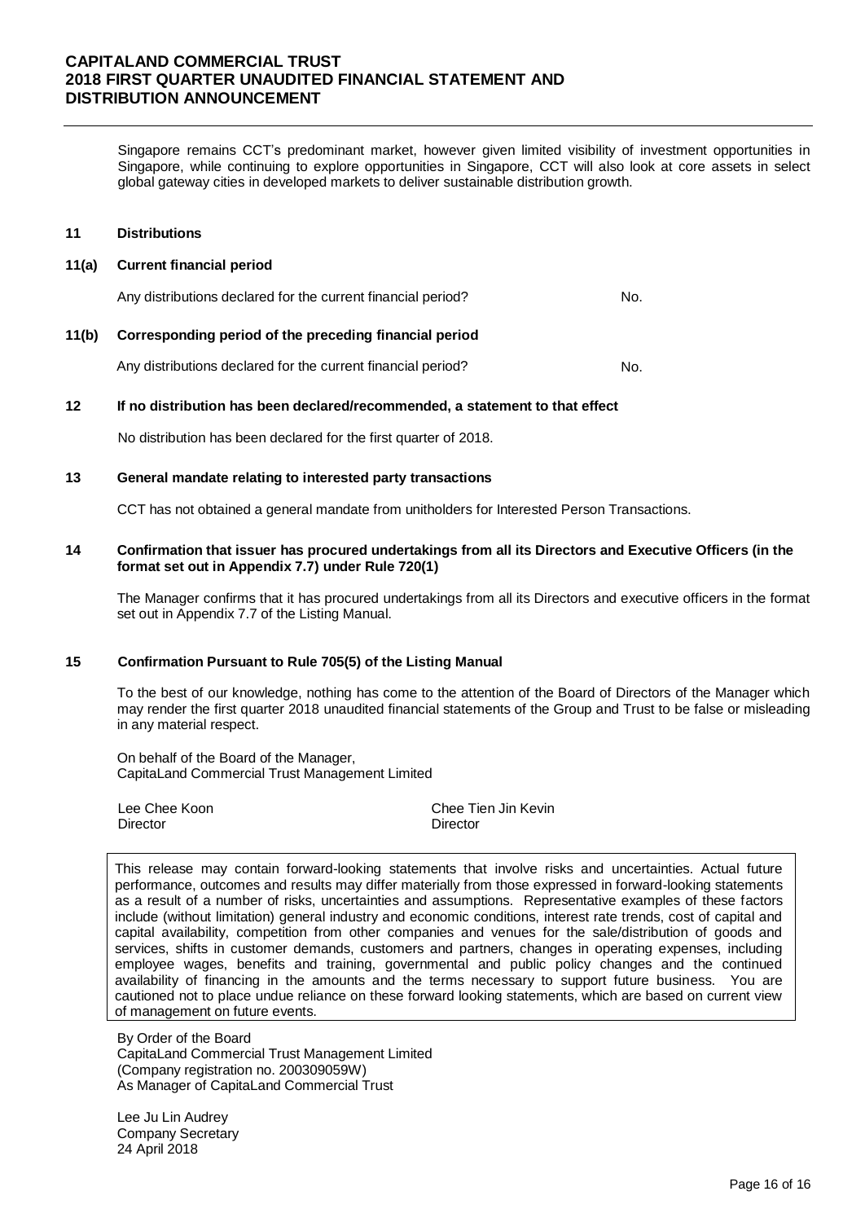Singapore remains CCT's predominant market, however given limited visibility of investment opportunities in Singapore, while continuing to explore opportunities in Singapore, CCT will also look at core assets in select global gateway cities in developed markets to deliver sustainable distribution growth.

## 11 Distributions

### 11(a) Current financial period

Any distributions declared for the current financial period? No.

### 11(b) Corresponding period of the preceding financial period

Any distributions declared for the current financial period? No.

## 12 If no distribution has been declared/recommended, a statement to that effect

No distribution has been declared for the first quarter of 2018.

## 13 General mandate relating to interested party transactions

CCT has not obtained a general mandate from unitholders for Interested Person Transactions.

## 14 Confirmation that issuer has procured undertakings from all its Directors and Executive Officers (in the format set out in Appendix 7.7) under Rule 720(1)

The Manager confirms that it has procured undertakings from all its Directors and executive officers in the format set out in Appendix 7.7 of the Listing Manual.

## 15 Confirmation Pursuant to Rule 705(5) of the Listing Manual

To the best of our knowledge, nothing has come to the attention of the Board of Directors of the Manager which may render the first quarter 2018 unaudited financial statements of the Group and Trust to be false or misleading in any material respect.

On behalf of the Board of the Manager,
CapitaLand Commercial Trust Management Limited

Lee Chee Koon
Director

Chee Tien Jin Kevin
Director

This release may contain forward-looking statements that involve risks and uncertainties. Actual future performance, outcomes and results may differ materially from those expressed in forward-looking statements as a result of a number of risks, uncertainties and assumptions. Representative examples of these factors include (without limitation) general industry and economic conditions, interest rate trends, cost of capital and capital availability, competition from other companies and venues for the sale/distribution of goods and services, shifts in customer demands, customers and partners, changes in operating expenses, including employee wages, benefits and training, governmental and public policy changes and the continued availability of financing in the amounts and the terms necessary to support future business. You are cautioned not to place undue reliance on these forward looking statements, which are based on current view of management on future events.

By Order of the Board
CapitaLand Commercial Trust Management Limited
(Company registration no. 200309059W)
As Manager of CapitaLand Commercial Trust

Lee Ju Lin Audrey
Company Secretary
24 April 2018